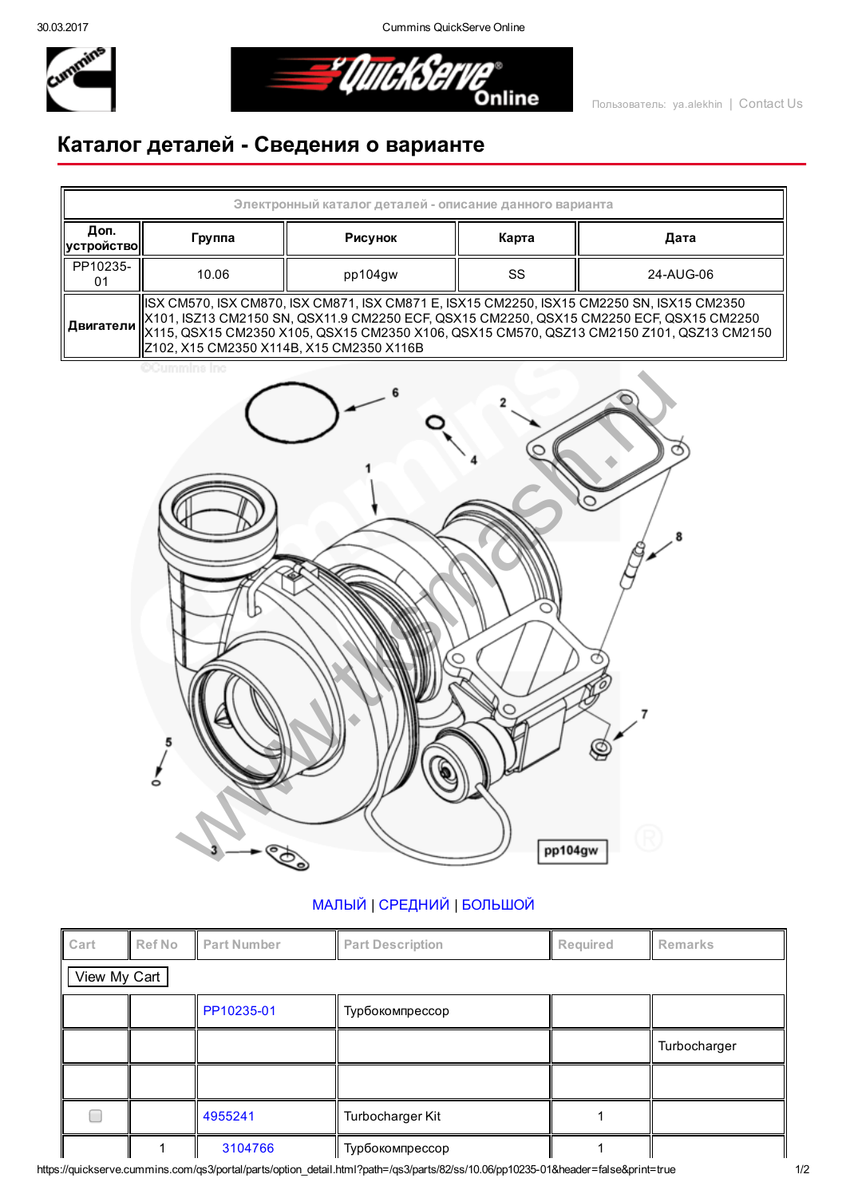# Каталог деталей - Сведения о варианте

| Электронный каталог деталей - описание данного варианта | | | | |
|---|---|---|---|---|
| Доп. устройство | Группа | Рисунок | Карта | Дата |
| PP10235-01 | 10.06 | pp104gw | SS | 24-AUG-06 |
| Двигатели | ISX CM570, ISX CM870, ISX CM871, ISX CM871 E, ISX15 CM2250, ISX15 CM2250 SN, ISX15 CM2350 X101, ISZ13 CM2150 SN, QSX11.9 CM2250 ECF, QSX15 CM2250, QSX15 CM2250 ECF, QSX15 CM2250 X115, QSX15 CM2350 X105, QSX15 CM2350 X106, QSX15 CM570, QSZ13 CM2150 Z101, QSZ13 CM2150 Z102, X15 CM2350 X114B, X15 CM2350 X116B | | | |

МАЛЫЙ | СРЕДНИЙ | БОЛЬШОЙ

| Cart | Ref No | Part Number | Part Description | Required | Remarks |
|---|---|---|---|---|---|
| View My Cart | | | | | |
| | | PP10235-01 | Турбокомпрессор | | |
| | | | | | Turbocharger |
| | | | | | |
| ☐ | | 4955241 | Turbocharger Kit | 1 | |
| | 1 | 3104766 | Турбокомпрессор | 1 | |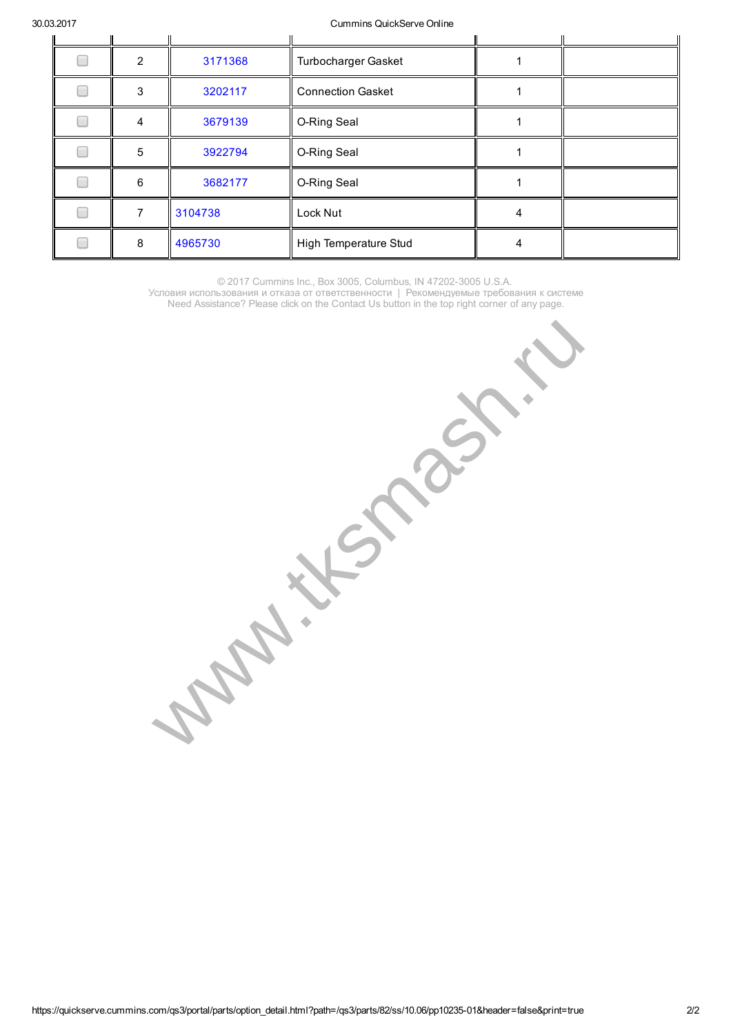| | | | | | |
|---|---|---|---|---|---|
| ☐ | 2 | 3171368 | Turbocharger Gasket | 1 | |
| ☐ | 3 | 3202117 | Connection Gasket | 1 | |
| ☐ | 4 | 3679139 | O-Ring Seal | 1 | |
| ☐ | 5 | 3922794 | O-Ring Seal | 1 | |
| ☐ | 6 | 3682177 | O-Ring Seal | 1 | |
| ☐ | 7 | 3104738 | Lock Nut | 4 | |
| ☐ | 8 | 4965730 | High Temperature Stud | 4 | |

© 2017 Cummins Inc., Box 3005, Columbus, IN 47202-3005 U.S.A.
Условия использования и отказа от ответственности | Рекомендуемые требования к системе
Need Assistance? Please click on the Contact Us button in the top right corner of any page.

www.tksmash.ru